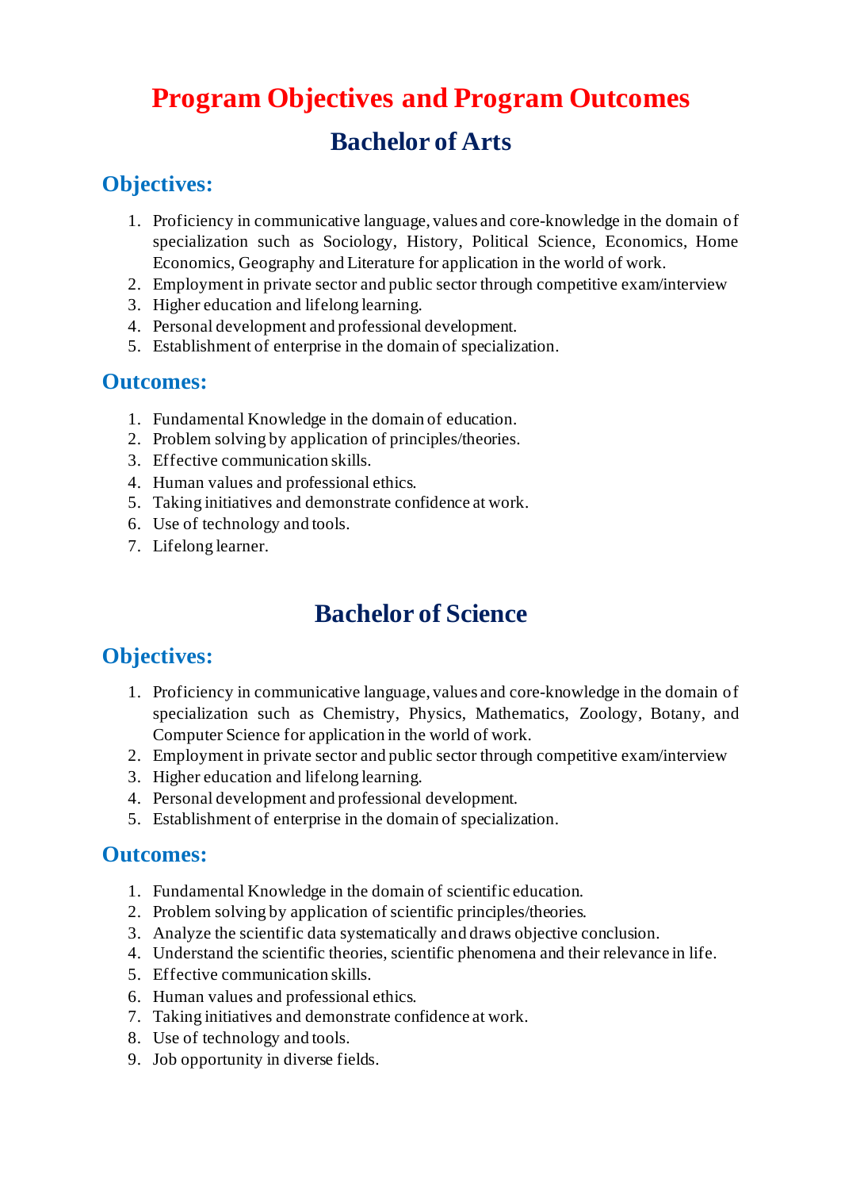# Program Objectives and Program Outcomes

## Bachelor of Arts

### Objectives:

1. Proficiency in communicative language, values and core-knowledge in the domain of specialization such as Sociology, History, Political Science, Economics, Home Economics, Geography and Literature for application in the world of work.
2. Employment in private sector and public sector through competitive exam/interview
3. Higher education and lifelong learning.
4. Personal development and professional development.
5. Establishment of enterprise in the domain of specialization.

### Outcomes:

1. Fundamental Knowledge in the domain of education.
2. Problem solving by application of principles/theories.
3. Effective communication skills.
4. Human values and professional ethics.
5. Taking initiatives and demonstrate confidence at work.
6. Use of technology and tools.
7. Lifelong learner.

## Bachelor of Science

### Objectives:

1. Proficiency in communicative language, values and core-knowledge in the domain of specialization such as Chemistry, Physics, Mathematics, Zoology, Botany, and Computer Science for application in the world of work.
2. Employment in private sector and public sector through competitive exam/interview
3. Higher education and lifelong learning.
4. Personal development and professional development.
5. Establishment of enterprise in the domain of specialization.

### Outcomes:

1. Fundamental Knowledge in the domain of scientific education.
2. Problem solving by application of scientific principles/theories.
3. Analyze the scientific data systematically and draws objective conclusion.
4. Understand the scientific theories, scientific phenomena and their relevance in life.
5. Effective communication skills.
6. Human values and professional ethics.
7. Taking initiatives and demonstrate confidence at work.
8. Use of technology and tools.
9. Job opportunity in diverse fields.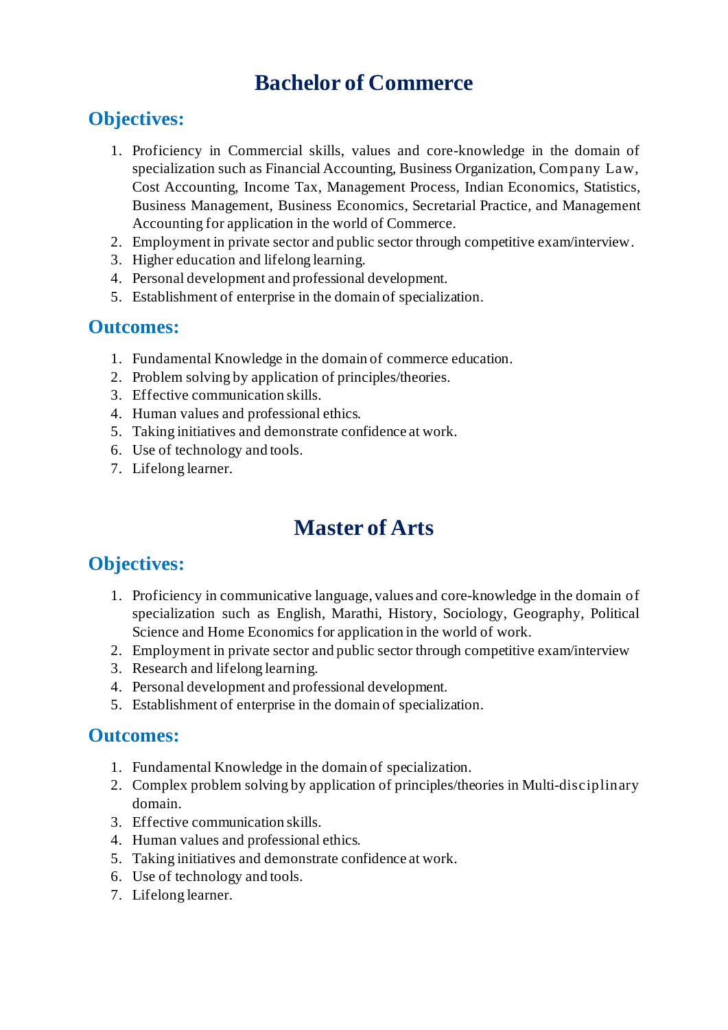# Bachelor of Commerce

## Objectives:

1. Proficiency in Commercial skills, values and core-knowledge in the domain of specialization such as Financial Accounting, Business Organization, Company Law, Cost Accounting, Income Tax, Management Process, Indian Economics, Statistics, Business Management, Business Economics, Secretarial Practice, and Management Accounting for application in the world of Commerce.
2. Employment in private sector and public sector through competitive exam/interview.
3. Higher education and lifelong learning.
4. Personal development and professional development.
5. Establishment of enterprise in the domain of specialization.

## Outcomes:

1. Fundamental Knowledge in the domain of commerce education.
2. Problem solving by application of principles/theories.
3. Effective communication skills.
4. Human values and professional ethics.
5. Taking initiatives and demonstrate confidence at work.
6. Use of technology and tools.
7. Lifelong learner.

# Master of Arts

## Objectives:

1. Proficiency in communicative language, values and core-knowledge in the domain of specialization such as English, Marathi, History, Sociology, Geography, Political Science and Home Economics for application in the world of work.
2. Employment in private sector and public sector through competitive exam/interview
3. Research and lifelong learning.
4. Personal development and professional development.
5. Establishment of enterprise in the domain of specialization.

## Outcomes:

1. Fundamental Knowledge in the domain of specialization.
2. Complex problem solving by application of principles/theories in Multi-disciplinary domain.
3. Effective communication skills.
4. Human values and professional ethics.
5. Taking initiatives and demonstrate confidence at work.
6. Use of technology and tools.
7. Lifelong learner.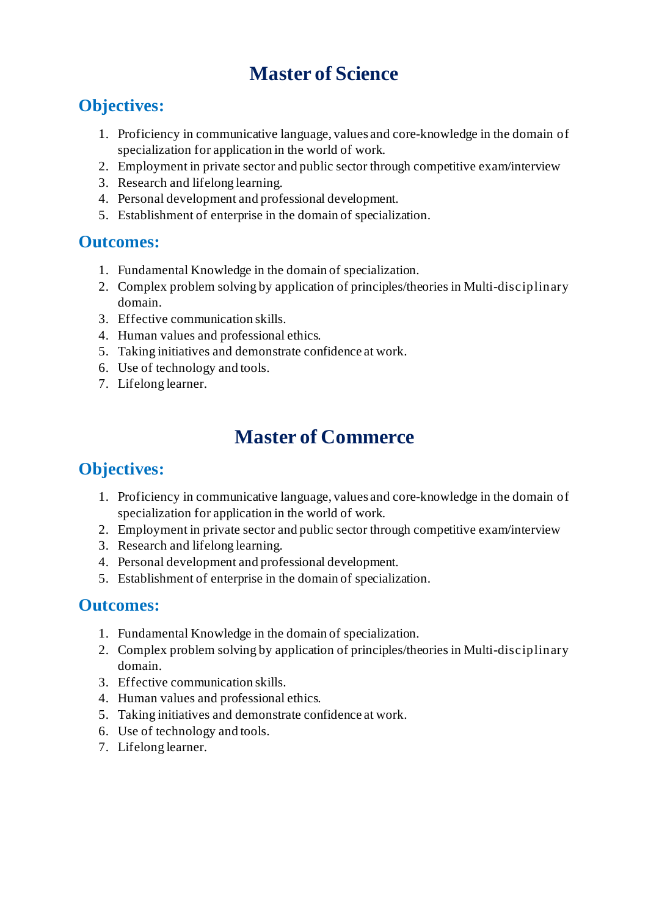# Master of Science

## Objectives:

1. Proficiency in communicative language, values and core-knowledge in the domain of specialization for application in the world of work.
2. Employment in private sector and public sector through competitive exam/interview
3. Research and lifelong learning.
4. Personal development and professional development.
5. Establishment of enterprise in the domain of specialization.

## Outcomes:

1. Fundamental Knowledge in the domain of specialization.
2. Complex problem solving by application of principles/theories in Multi-disciplinary domain.
3. Effective communication skills.
4. Human values and professional ethics.
5. Taking initiatives and demonstrate confidence at work.
6. Use of technology and tools.
7. Lifelong learner.

# Master of Commerce

## Objectives:

1. Proficiency in communicative language, values and core-knowledge in the domain of specialization for application in the world of work.
2. Employment in private sector and public sector through competitive exam/interview
3. Research and lifelong learning.
4. Personal development and professional development.
5. Establishment of enterprise in the domain of specialization.

## Outcomes:

1. Fundamental Knowledge in the domain of specialization.
2. Complex problem solving by application of principles/theories in Multi-disciplinary domain.
3. Effective communication skills.
4. Human values and professional ethics.
5. Taking initiatives and demonstrate confidence at work.
6. Use of technology and tools.
7. Lifelong learner.